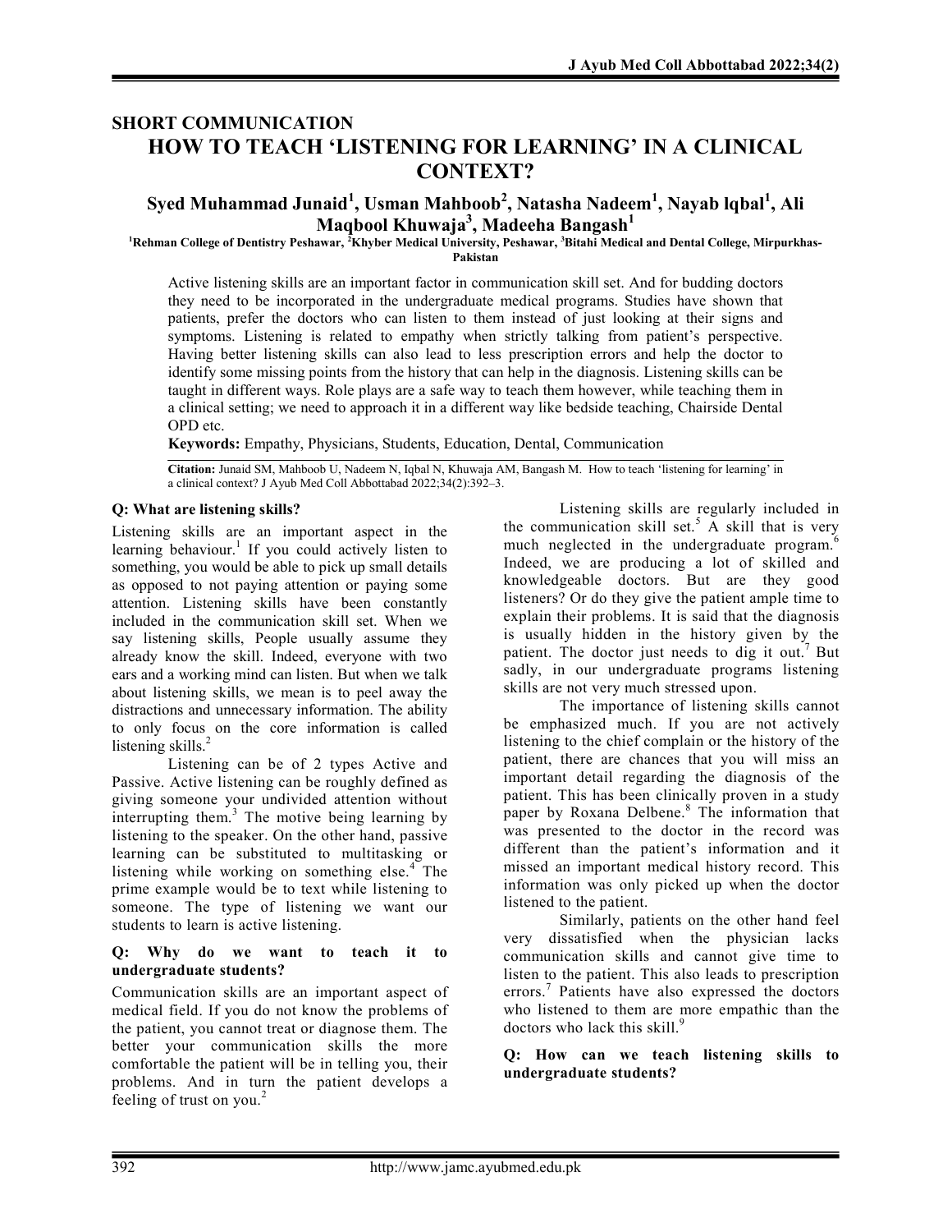## SHORT COMMUNICATION

# HOW TO TEACH 'LISTENING FOR LEARNING' IN A CLINICAL CONTEXT?

**Syed Muhammad Junaid[1], Usman Mahboob[2], Natasha Nadeem[1], Nayab lqbal[1], Ali Maqbool Khuwaja[3], Madeeha Bangash[1]**

[1]Rehman College of Dentistry Peshawar, [2]Khyber Medical University, Peshawar, [3]Bitahi Medical and Dental College, Mirpurkhas-Pakistan

Active listening skills are an important factor in communication skill set. And for budding doctors they need to be incorporated in the undergraduate medical programs. Studies have shown that patients, prefer the doctors who can listen to them instead of just looking at their signs and symptoms. Listening is related to empathy when strictly talking from patient's perspective. Having better listening skills can also lead to less prescription errors and help the doctor to identify some missing points from the history that can help in the diagnosis. Listening skills can be taught in different ways. Role plays are a safe way to teach them however, while teaching them in a clinical setting; we need to approach it in a different way like bedside teaching, Chairside Dental OPD etc.

**Keywords:** Empathy, Physicians, Students, Education, Dental, Communication

**Citation:** Junaid SM, Mahboob U, Nadeem N, Iqbal N, Khuwaja AM, Bangash M. How to teach 'listening for learning' in a clinical context? J Ayub Med Coll Abbottabad 2022;34(2):392–3.

### Q: What are listening skills?

Listening skills are an important aspect in the learning behaviour.[1] If you could actively listen to something, you would be able to pick up small details as opposed to not paying attention or paying some attention. Listening skills have been constantly included in the communication skill set. When we say listening skills, People usually assume they already know the skill. Indeed, everyone with two ears and a working mind can listen. But when we talk about listening skills, we mean is to peel away the distractions and unnecessary information. The ability to only focus on the core information is called listening skills.[2]

Listening can be of 2 types Active and Passive. Active listening can be roughly defined as giving someone your undivided attention without interrupting them.[3] The motive being learning by listening to the speaker. On the other hand, passive learning can be substituted to multitasking or listening while working on something else.[4] The prime example would be to text while listening to someone. The type of listening we want our students to learn is active listening.

### Q: Why do we want to teach it to undergraduate students?

Communication skills are an important aspect of medical field. If you do not know the problems of the patient, you cannot treat or diagnose them. The better your communication skills the more comfortable the patient will be in telling you, their problems. And in turn the patient develops a feeling of trust on you.[2]

Listening skills are regularly included in the communication skill set.[5] A skill that is very much neglected in the undergraduate program.[6] Indeed, we are producing a lot of skilled and knowledgeable doctors. But are they good listeners? Or do they give the patient ample time to explain their problems. It is said that the diagnosis is usually hidden in the history given by the patient. The doctor just needs to dig it out.[7] But sadly, in our undergraduate programs listening skills are not very much stressed upon.

The importance of listening skills cannot be emphasized much. If you are not actively listening to the chief complain or the history of the patient, there are chances that you will miss an important detail regarding the diagnosis of the patient. This has been clinically proven in a study paper by Roxana Delbene.[8] The information that was presented to the doctor in the record was different than the patient's information and it missed an important medical history record. This information was only picked up when the doctor listened to the patient.

Similarly, patients on the other hand feel very dissatisfied when the physician lacks communication skills and cannot give time to listen to the patient. This also leads to prescription errors.[7] Patients have also expressed the doctors who listened to them are more empathic than the doctors who lack this skill.[9]

### Q: How can we teach listening skills to undergraduate students?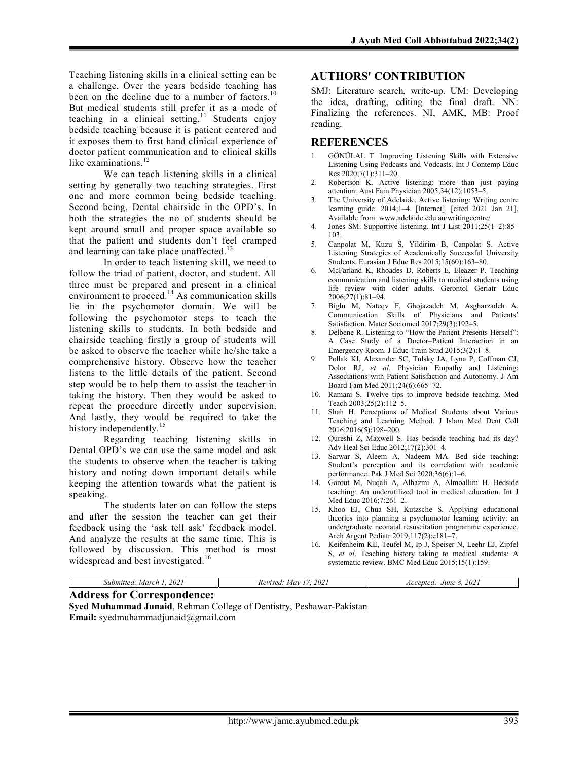Teaching listening skills in a clinical setting can be a challenge. Over the years bedside teaching has been on the decline due to a number of factors.[10] But medical students still prefer it as a mode of teaching in a clinical setting.[11] Students enjoy bedside teaching because it is patient centered and it exposes them to first hand clinical experience of doctor patient communication and to clinical skills like examinations.[12]

We can teach listening skills in a clinical setting by generally two teaching strategies. First one and more common being bedside teaching. Second being, Dental chairside in the OPD's. In both the strategies the no of students should be kept around small and proper space available so that the patient and students don't feel cramped and learning can take place unaffected.[13]

In order to teach listening skill, we need to follow the triad of patient, doctor, and student. All three must be prepared and present in a clinical environment to proceed.[14] As communication skills lie in the psychomotor domain. We will be following the psychomotor steps to teach the listening skills to students. In both bedside and chairside teaching firstly a group of students will be asked to observe the teacher while he/she take a comprehensive history. Observe how the teacher listens to the little details of the patient. Second step would be to help them to assist the teacher in taking the history. Then they would be asked to repeat the procedure directly under supervision. And lastly, they would be required to take the history independently.[15]

Regarding teaching listening skills in Dental OPD's we can use the same model and ask the students to observe when the teacher is taking history and noting down important details while keeping the attention towards what the patient is speaking.

The students later on can follow the steps and after the session the teacher can get their feedback using the 'ask tell ask' feedback model. And analyze the results at the same time. This is followed by discussion. This method is most widespread and best investigated.[16]

## AUTHORS' CONTRIBUTION

SMJ: Literature search, write-up. UM: Developing the idea, drafting, editing the final draft. NN: Finalizing the references. NI, AMK, MB: Proof reading.

## REFERENCES

1. GÖNÜLAL T. Improving Listening Skills with Extensive Listening Using Podcasts and Vodcasts. Int J Contemp Educ Res 2020;7(1):311–20.
2. Robertson K. Active listening: more than just paying attention. Aust Fam Physician 2005;34(12):1053–5.
3. The University of Adelaide. Active listening: Writing centre learning guide. 2014;1–4. [Internet]. [cited 2021 Jan 21]. Available from: www.adelaide.edu.au/writingcentre/
4. Jones SM. Supportive listening. Int J List 2011;25(1–2):85–103.
5. Canpolat M, Kuzu S, Yildirim B, Canpolat S. Active Listening Strategies of Academically Successful University Students. Eurasian J Educ Res 2015;15(60):163–80.
6. McFarland K, Rhoades D, Roberts E, Eleazer P. Teaching communication and listening skills to medical students using life review with older adults. Gerontol Geriatr Educ 2006;27(1):81–94.
7. Biglu M, Nateqv F, Ghojazadeh M, Asgharzadeh A. Communication Skills of Physicians and Patients' Satisfaction. Mater Sociomed 2017;29(3):192–5.
8. Delbene R. Listening to "How the Patient Presents Herself": A Case Study of a Doctor–Patient Interaction in an Emergency Room. J Educ Train Stud 2015;3(2):1–8.
9. Pollak KI, Alexander SC, Tulsky JA, Lyna P, Coffman CJ, Dolor RJ, *et al*. Physician Empathy and Listening: Associations with Patient Satisfaction and Autonomy. J Am Board Fam Med 2011;24(6):665–72.
10. Ramani S. Twelve tips to improve bedside teaching. Med Teach 2003;25(2):112–5.
11. Shah H. Perceptions of Medical Students about Various Teaching and Learning Method. J Islam Med Dent Coll 2016;2016(5):198–200.
12. Qureshi Z, Maxwell S. Has bedside teaching had its day? Adv Heal Sci Educ 2012;17(2):301–4.
13. Sarwar S, Aleem A, Nadeem MA. Bed side teaching: Student's perception and its correlation with academic performance. Pak J Med Sci 2020;36(6):1–6.
14. Garout M, Nuqali A, Alhazmi A, Almoallim H. Bedside teaching: An underutilized tool in medical education. Int J Med Educ 2016;7:261–2.
15. Khoo EJ, Chua SH, Kutzsche S. Applying educational theories into planning a psychomotor learning activity: an undergraduate neonatal resuscitation programme experience. Arch Argent Pediatr 2019;117(2):e181–7.
16. Keifenheim KE, Teufel M, Ip J, Speiser N, Leehr EJ, Zipfel S, *et al*. Teaching history taking to medical students: A systematic review. BMC Med Educ 2015;15(1):159.

| | | |
|---|---|---|
| *Submitted: March 1, 2021* | *Revised: May 17, 2021* | *Accepted: June 8, 2021* |

**Address for Correspondence:**

**Syed Muhammad Junaid**, Rehman College of Dentistry, Peshawar-Pakistan

**Email:** syedmuhammadjunaid@gmail.com